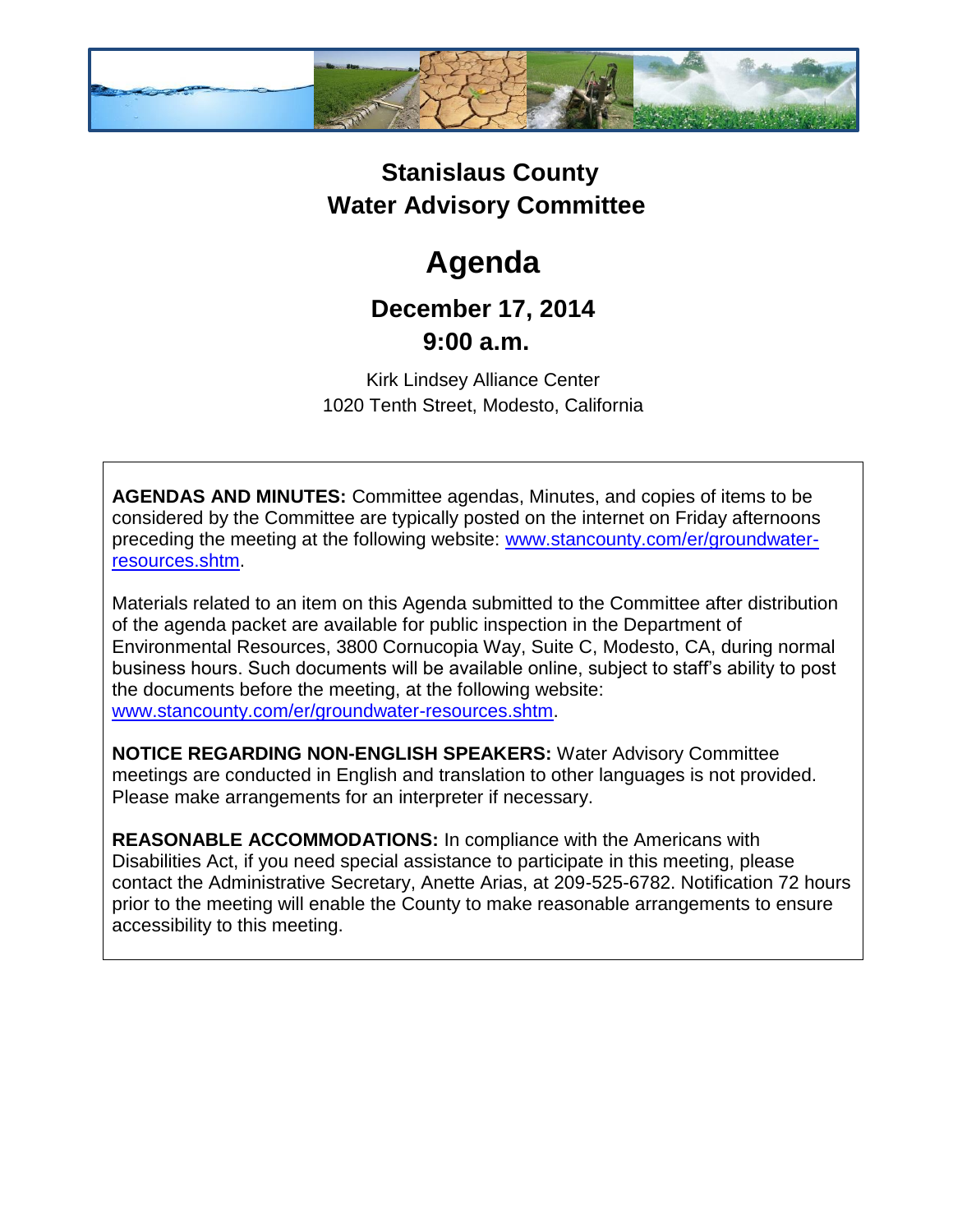# Stanislaus County Water Advisory Committee

# Agenda

## December 17, 2014
## 9:00 a.m.

Kirk Lindsey Alliance Center
1020 Tenth Street, Modesto, California

**AGENDAS AND MINUTES:** Committee agendas, Minutes, and copies of items to be considered by the Committee are typically posted on the internet on Friday afternoons preceding the meeting at the following website: [www.stancounty.com/er/groundwater-resources.shtm](www.stancounty.com/er/groundwater-resources.shtm).

Materials related to an item on this Agenda submitted to the Committee after distribution of the agenda packet are available for public inspection in the Department of Environmental Resources, 3800 Cornucopia Way, Suite C, Modesto, CA, during normal business hours. Such documents will be available online, subject to staff's ability to post the documents before the meeting, at the following website: [www.stancounty.com/er/groundwater-resources.shtm](www.stancounty.com/er/groundwater-resources.shtm).

**NOTICE REGARDING NON-ENGLISH SPEAKERS:** Water Advisory Committee meetings are conducted in English and translation to other languages is not provided. Please make arrangements for an interpreter if necessary.

**REASONABLE ACCOMMODATIONS:** In compliance with the Americans with Disabilities Act, if you need special assistance to participate in this meeting, please contact the Administrative Secretary, Anette Arias, at 209-525-6782. Notification 72 hours prior to the meeting will enable the County to make reasonable arrangements to ensure accessibility to this meeting.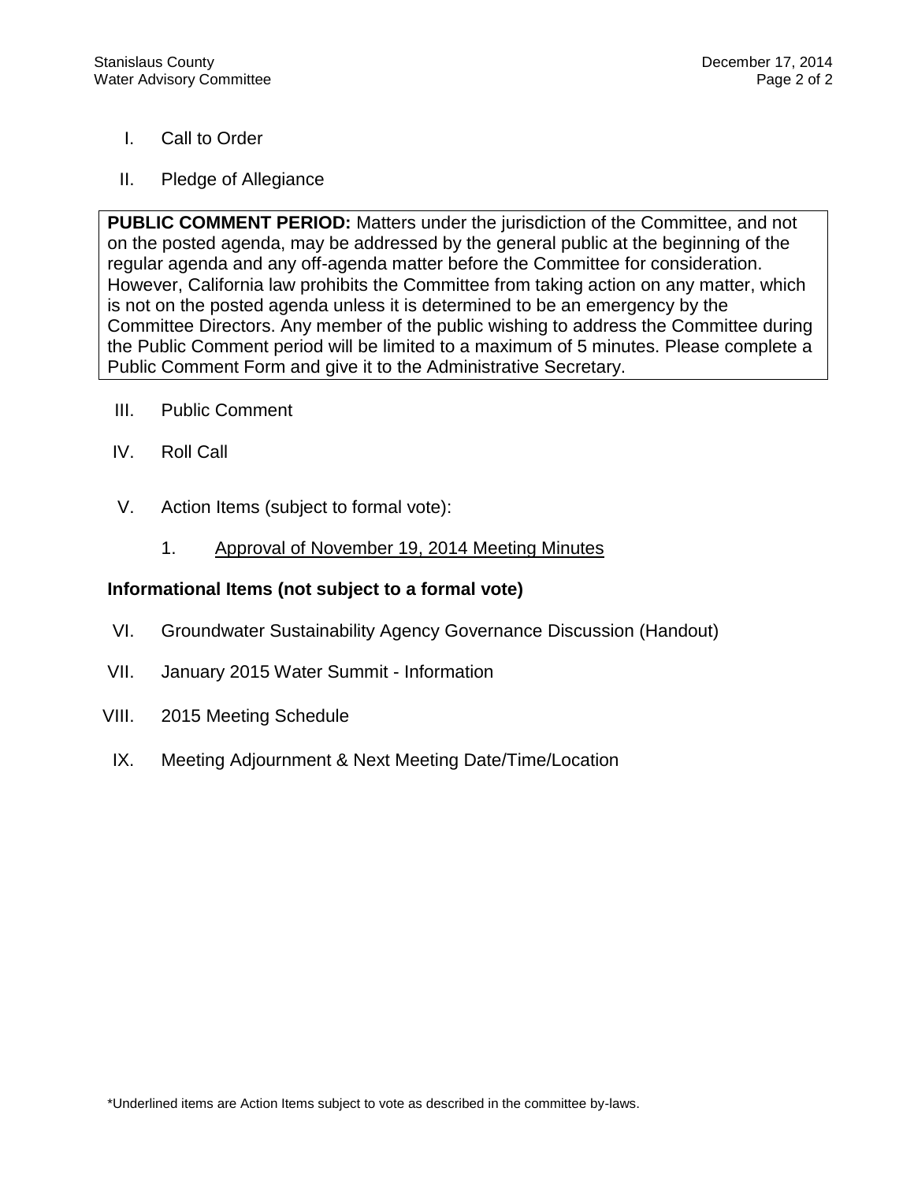I. Call to Order

II. Pledge of Allegiance

**PUBLIC COMMENT PERIOD:** Matters under the jurisdiction of the Committee, and not on the posted agenda, may be addressed by the general public at the beginning of the regular agenda and any off-agenda matter before the Committee for consideration. However, California law prohibits the Committee from taking action on any matter, which is not on the posted agenda unless it is determined to be an emergency by the Committee Directors. Any member of the public wishing to address the Committee during the Public Comment period will be limited to a maximum of 5 minutes. Please complete a Public Comment Form and give it to the Administrative Secretary.

III. Public Comment

IV. Roll Call

V. Action Items (subject to formal vote):

   1. <u>Approval of November 19, 2014 Meeting Minutes</u>

**Informational Items (not subject to a formal vote)**

VI. Groundwater Sustainability Agency Governance Discussion (Handout)

VII. January 2015 Water Summit - Information

VIII. 2015 Meeting Schedule

IX. Meeting Adjournment & Next Meeting Date/Time/Location

*Underlined items are Action Items subject to vote as described in the committee by-laws.